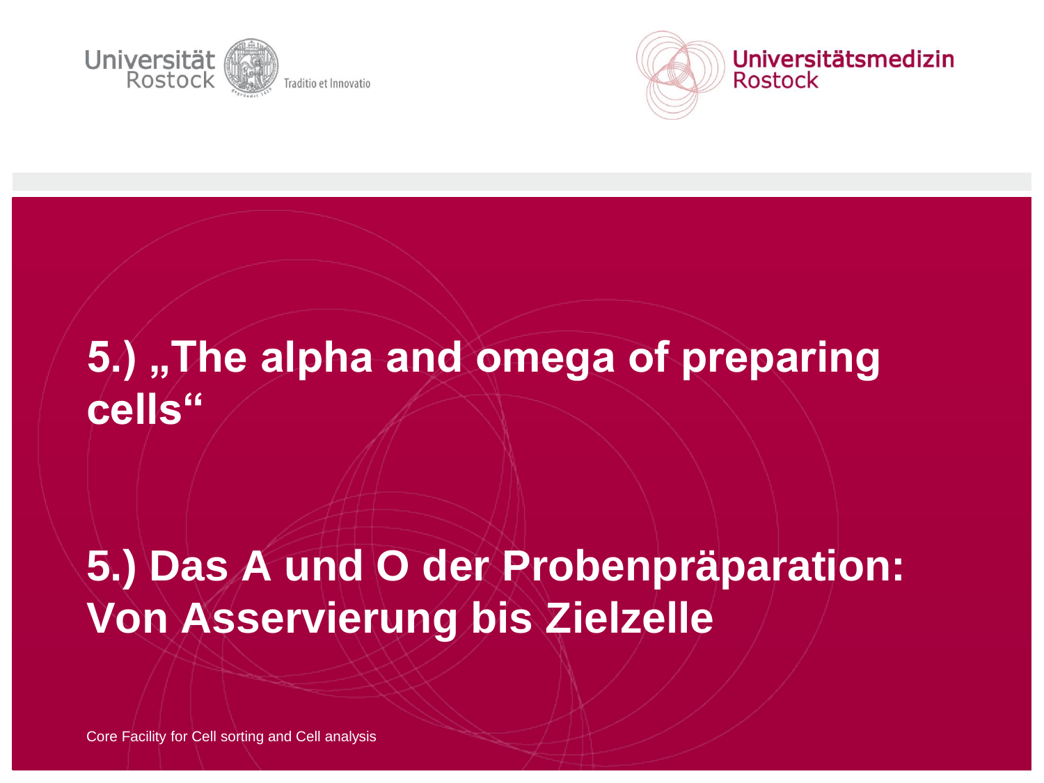Universität Rostock — Traditio et Innovatio

Universitätsmedizin Rostock

# 5.) „The alpha and omega of preparing cells“

# 5.) Das A und O der Probenpräparation: Von Asservierung bis Zielzelle

Core Facility for Cell sorting and Cell analysis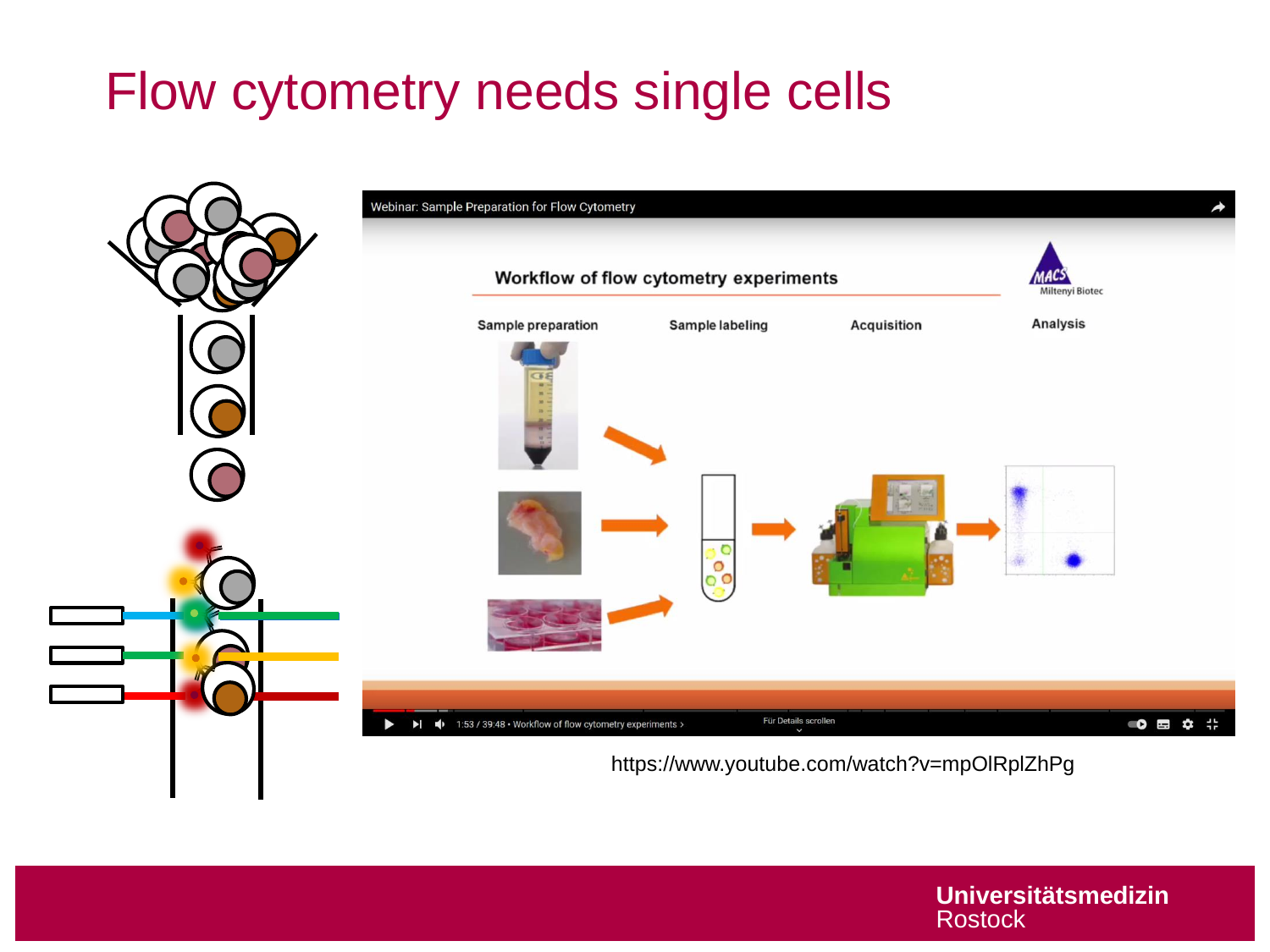# Flow cytometry needs single cells

https://www.youtube.com/watch?v=mpOlRplZhPg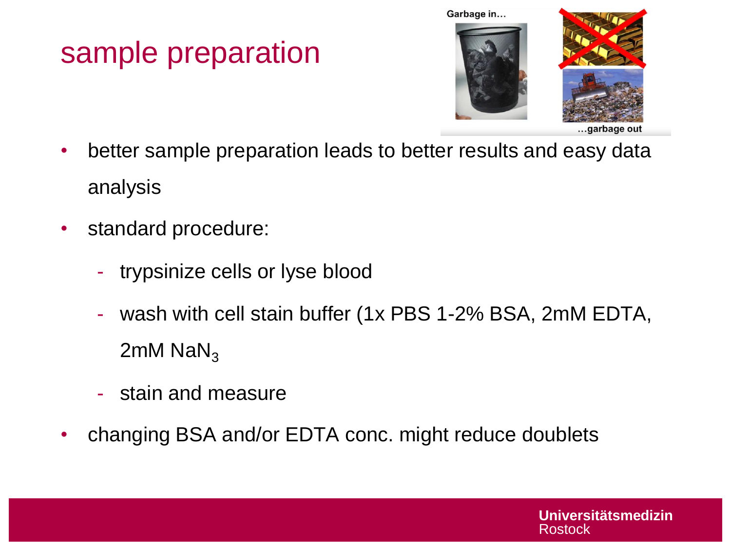# sample preparation

- better sample preparation leads to better results and easy data analysis
- standard procedure:
  - trypsinize cells or lyse blood
  - wash with cell stain buffer (1x PBS 1-2% BSA, 2mM EDTA, 2mM $NaN_3$
  - stain and measure
- changing BSA and/or EDTA conc. might reduce doublets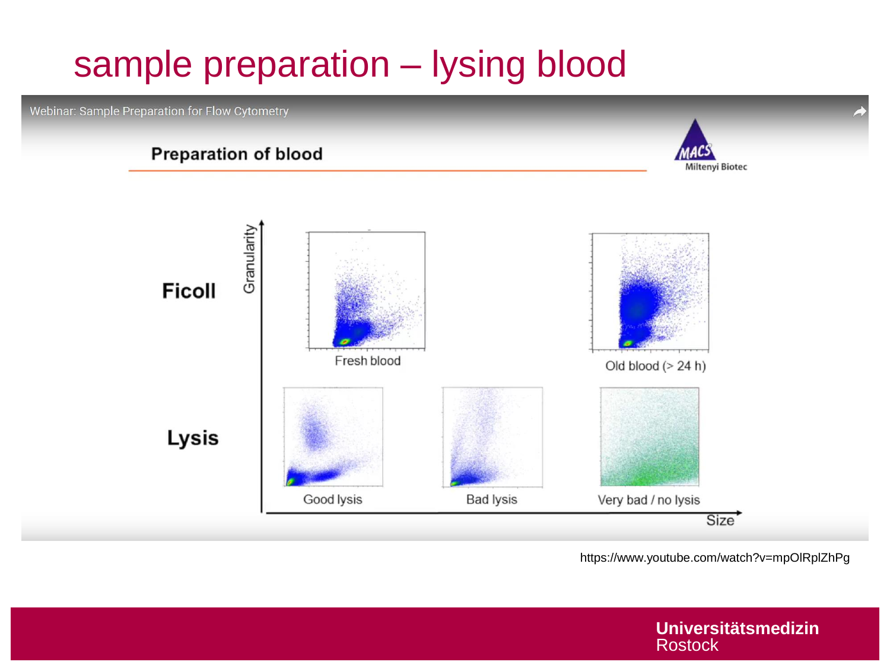# sample preparation – lysing blood

Webinar: Sample Preparation for Flow Cytometry

**Preparation of blood**

MACS Miltenyi Biotec

**Ficoll**

Granularity

Fresh blood

Old blood (> 24 h)

**Lysis**

Good lysis

Bad lysis

Very bad / no lysis

Size

https://www.youtube.com/watch?v=mpOlRplZhPg

**Universitätsmedizin**
Rostock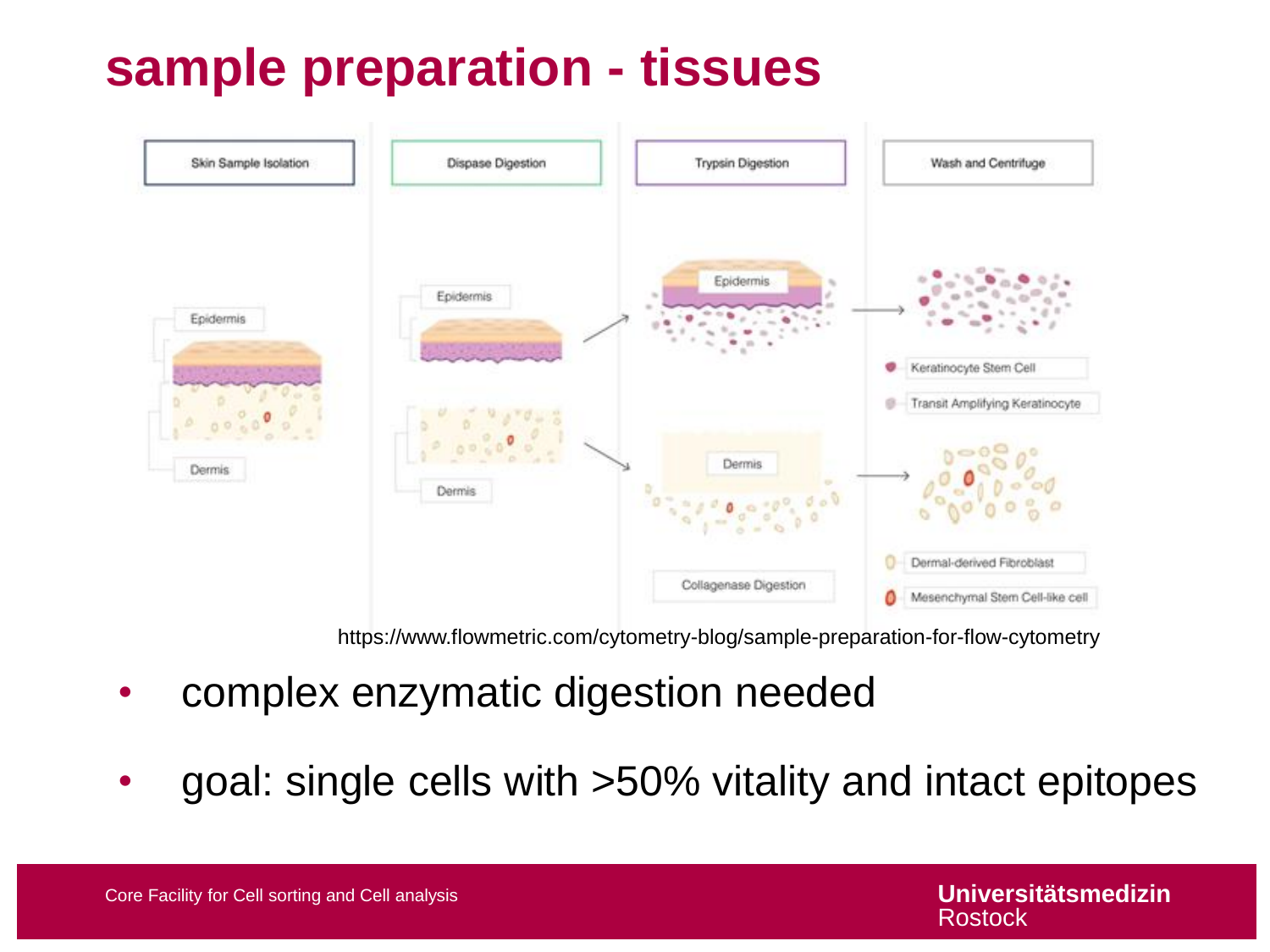# sample preparation - tissues

Skin Sample Isolation | Dispase Digestion | Trypsin Digestion | Wash and Centrifuge

Epidermis

Dermis

Collagenase Digestion

Keratinocyte Stem Cell

Transit Amplifying Keratinocyte

Dermal-derived Fibroblast

Mesenchymal Stem Cell-like cell

https://www.flowmetric.com/cytometry-blog/sample-preparation-for-flow-cytometry

- complex enzymatic digestion needed
- goal: single cells with >50% vitality and intact epitopes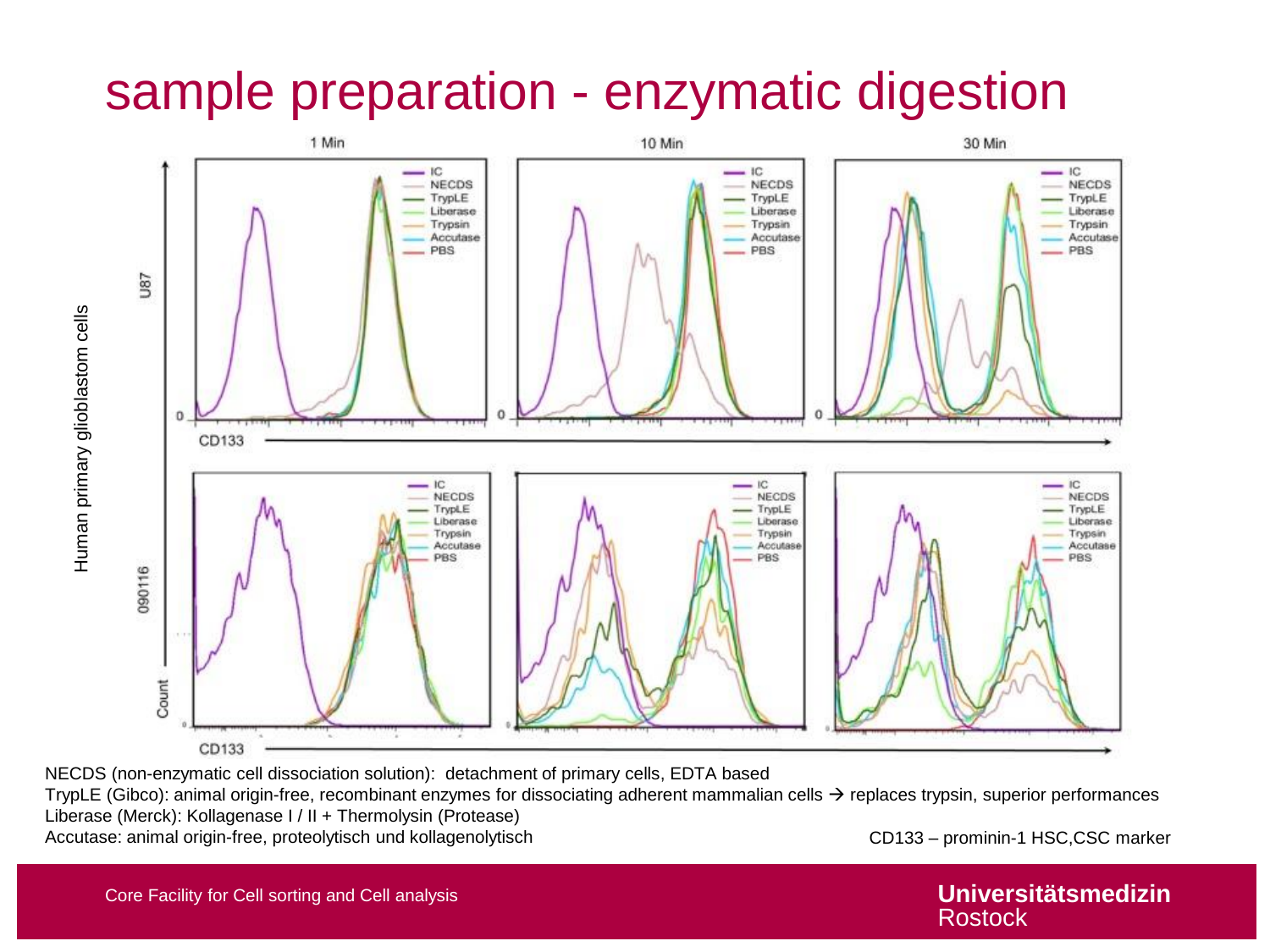# sample preparation - enzymatic digestion

NECDS (non-enzymatic cell dissociation solution): detachment of primary cells, EDTA based
TrypLE (Gibco): animal origin-free, recombinant enzymes for dissociating adherent mammalian cells → replaces trypsin, superior performances
Liberase (Merck): Kollagenase I / II + Thermolysin (Protease)
Accutase: animal origin-free, proteolytisch und kollagenolytisch

CD133 – prominin-1 HSC,CSC marker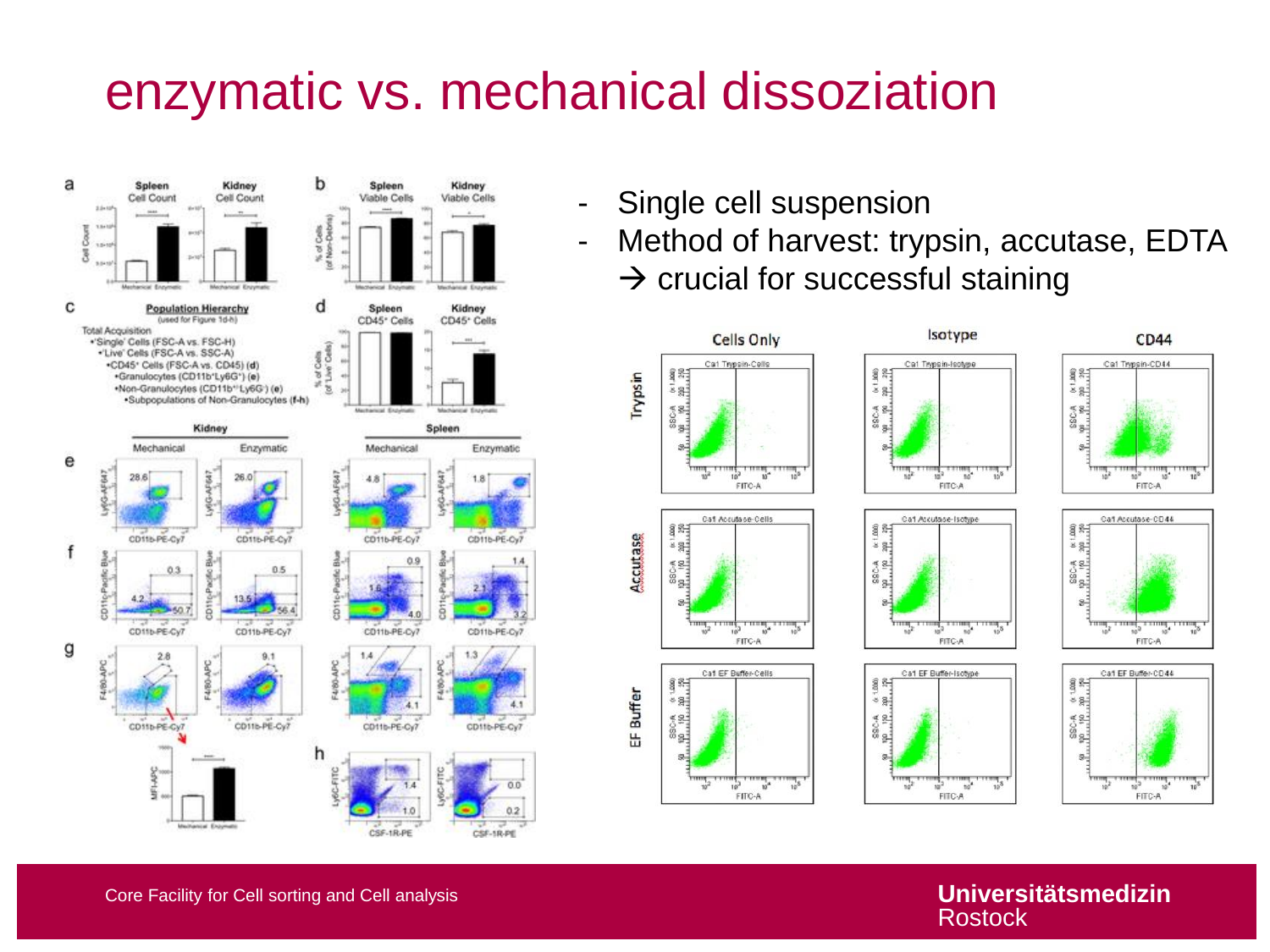# enzymatic vs. mechanical dissoziation

- Single cell suspension
- Method of harvest: trypsin, accutase, EDTA
  → crucial for successful staining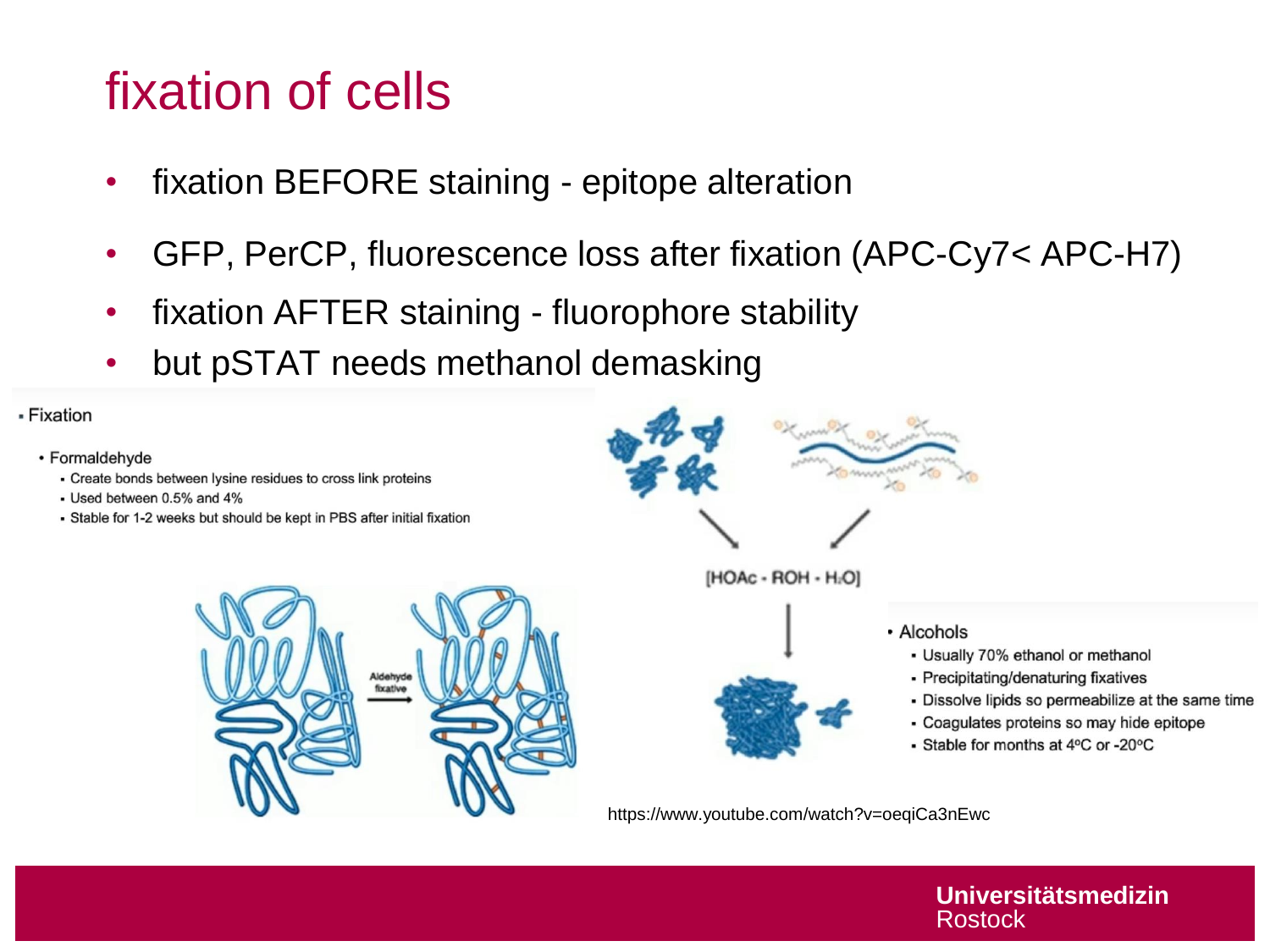# fixation of cells

- fixation BEFORE staining - epitope alteration
- GFP, PerCP, fluorescence loss after fixation (APC-Cy7< APC-H7)
- fixation AFTER staining - fluorophore stability
- but pSTAT needs methanol demasking

- Fixation
  - Formaldehyde
    - Create bonds between lysine residues to cross link proteins
    - Used between 0.5% and 4%
    - Stable for 1-2 weeks but should be kept in PBS after initial fixation

Aldehyde fixative

[HOAc - ROH - $H_2O$]

- Alcohols
  - Usually 70% ethanol or methanol
  - Precipitating/denaturing fixatives
  - Dissolve lipids so permeabilize at the same time
  - Coagulates proteins so may hide epitope
  - Stable for months at 4ºC or -20ºC

https://www.youtube.com/watch?v=oeqiCa3nEwc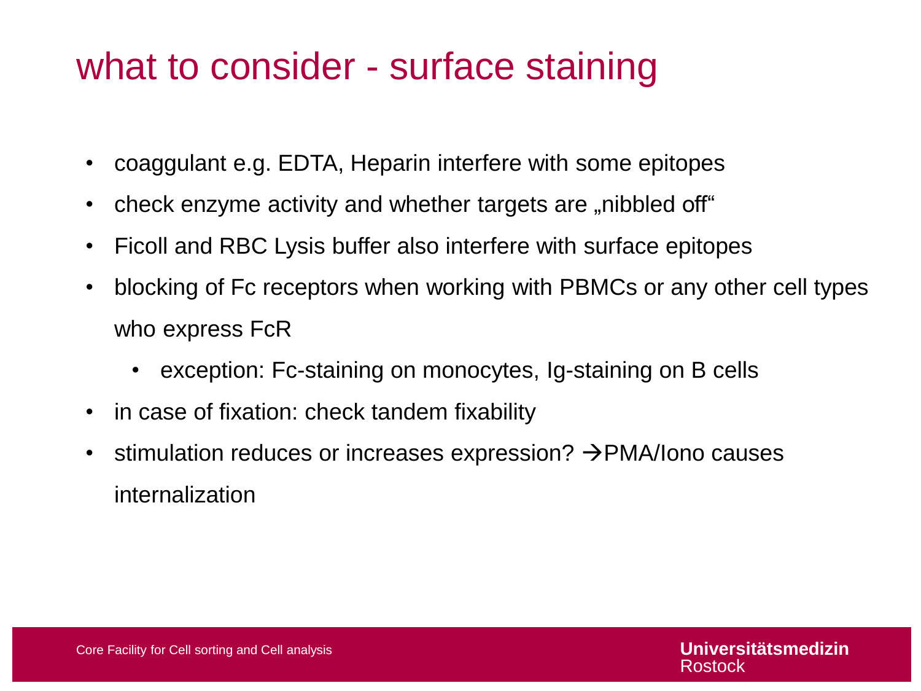# what to consider - surface staining

- coaggulant e.g. EDTA, Heparin interfere with some epitopes
- check enzyme activity and whether targets are „nibbled off"
- Ficoll and RBC Lysis buffer also interfere with surface epitopes
- blocking of Fc receptors when working with PBMCs or any other cell types who express FcR
  - exception: Fc-staining on monocytes, Ig-staining on B cells
- in case of fixation: check tandem fixability
- stimulation reduces or increases expression? →PMA/Iono causes internalization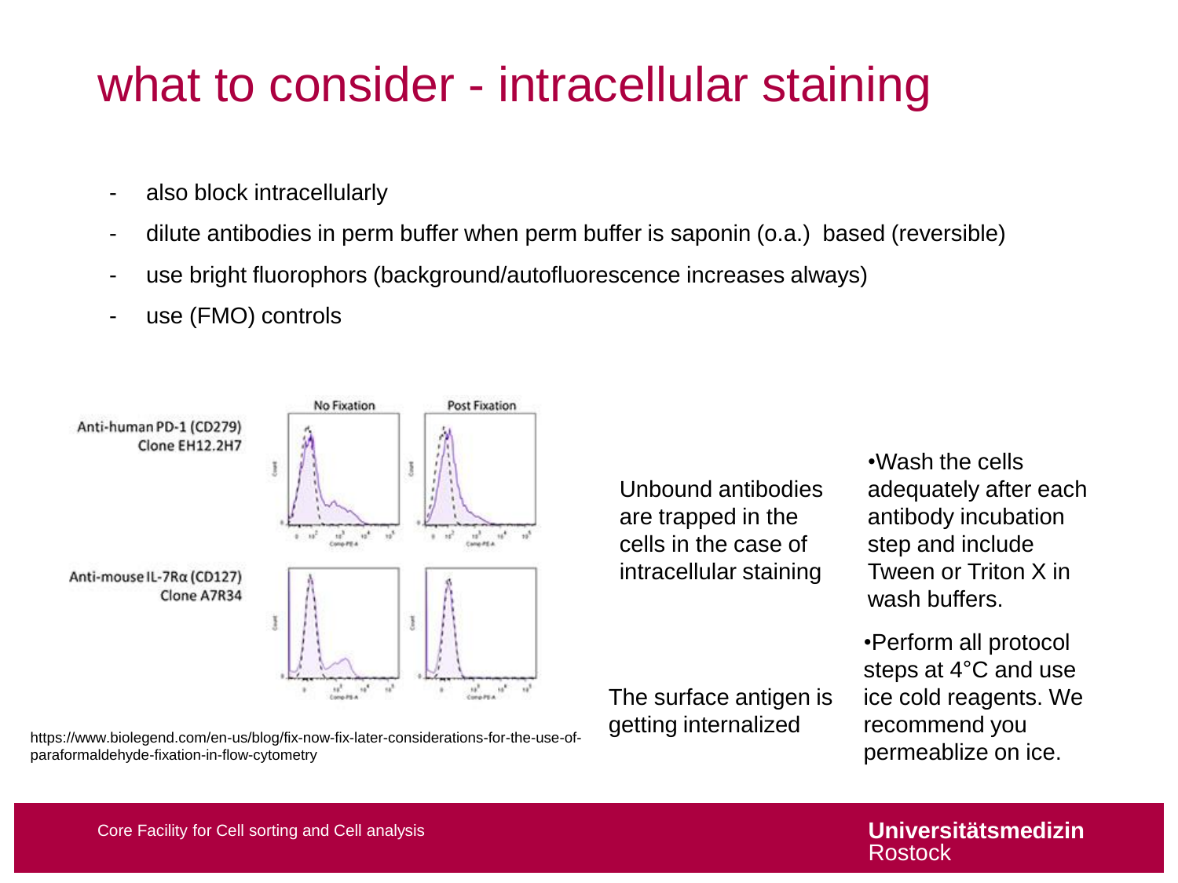# what to consider - intracellular staining

- also block intracellularly
- dilute antibodies in perm buffer when perm buffer is saponin (o.a.) based (reversible)
- use bright fluorophors (background/autofluorescence increases always)
- use (FMO) controls

| | No Fixation | Post Fixation |
|---|---|---|
| Anti-human PD-1 (CD279) Clone EH12.2H7 | | |
| Anti-mouse IL-7Rα (CD127) Clone A7R34 | | |

https://www.biolegend.com/en-us/blog/fix-now-fix-later-considerations-for-the-use-of-paraformaldehyde-fixation-in-flow-cytometry

Unbound antibodies are trapped in the cells in the case of intracellular staining

- Wash the cells adequately after each antibody incubation step and include Tween or Triton X in wash buffers.

The surface antigen is getting internalized

- Perform all protocol steps at 4°C and use ice cold reagents. We recommend you permeablize on ice.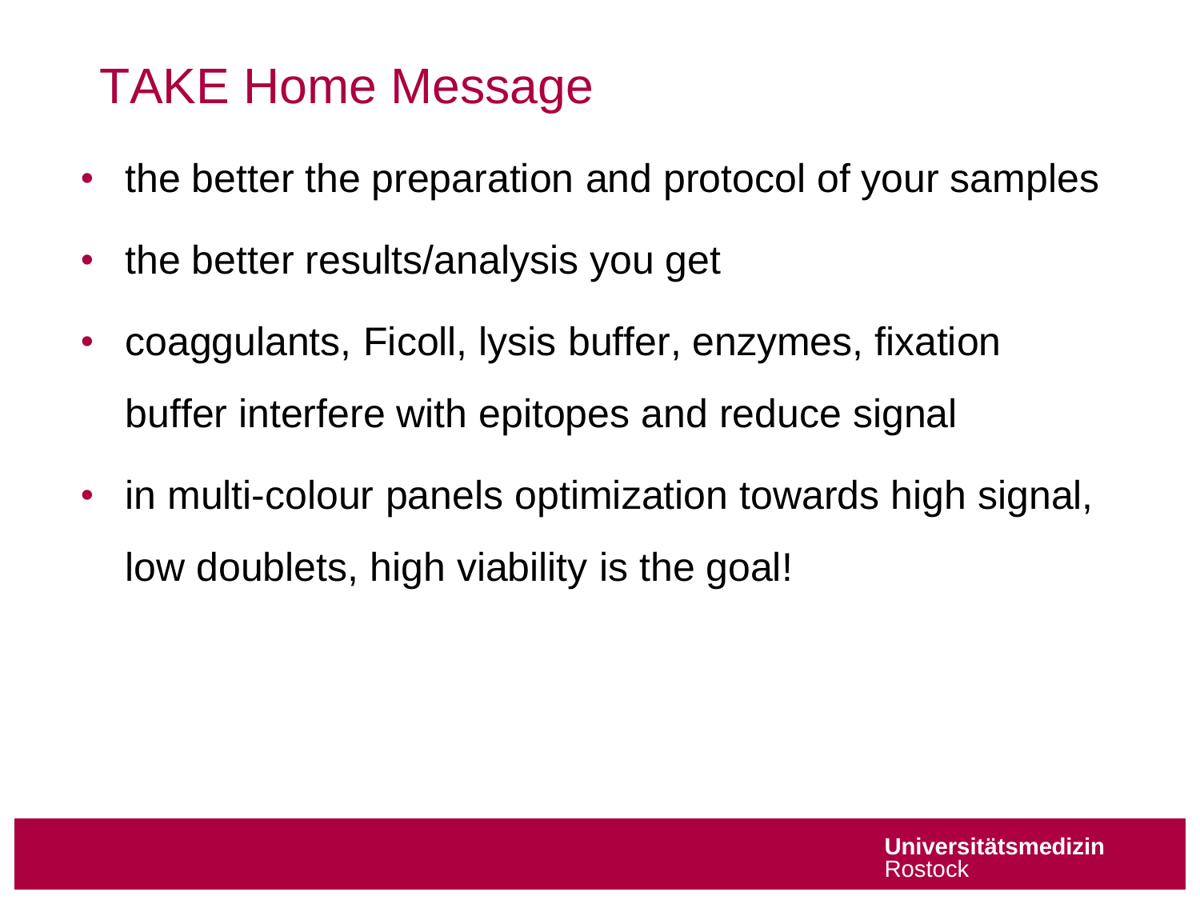# TAKE Home Message

- the better the preparation and protocol of your samples
- the better results/analysis you get
- coaggulants, Ficoll, lysis buffer, enzymes, fixation buffer interfere with epitopes and reduce signal
- in multi-colour panels optimization towards high signal, low doublets, high viability is the goal!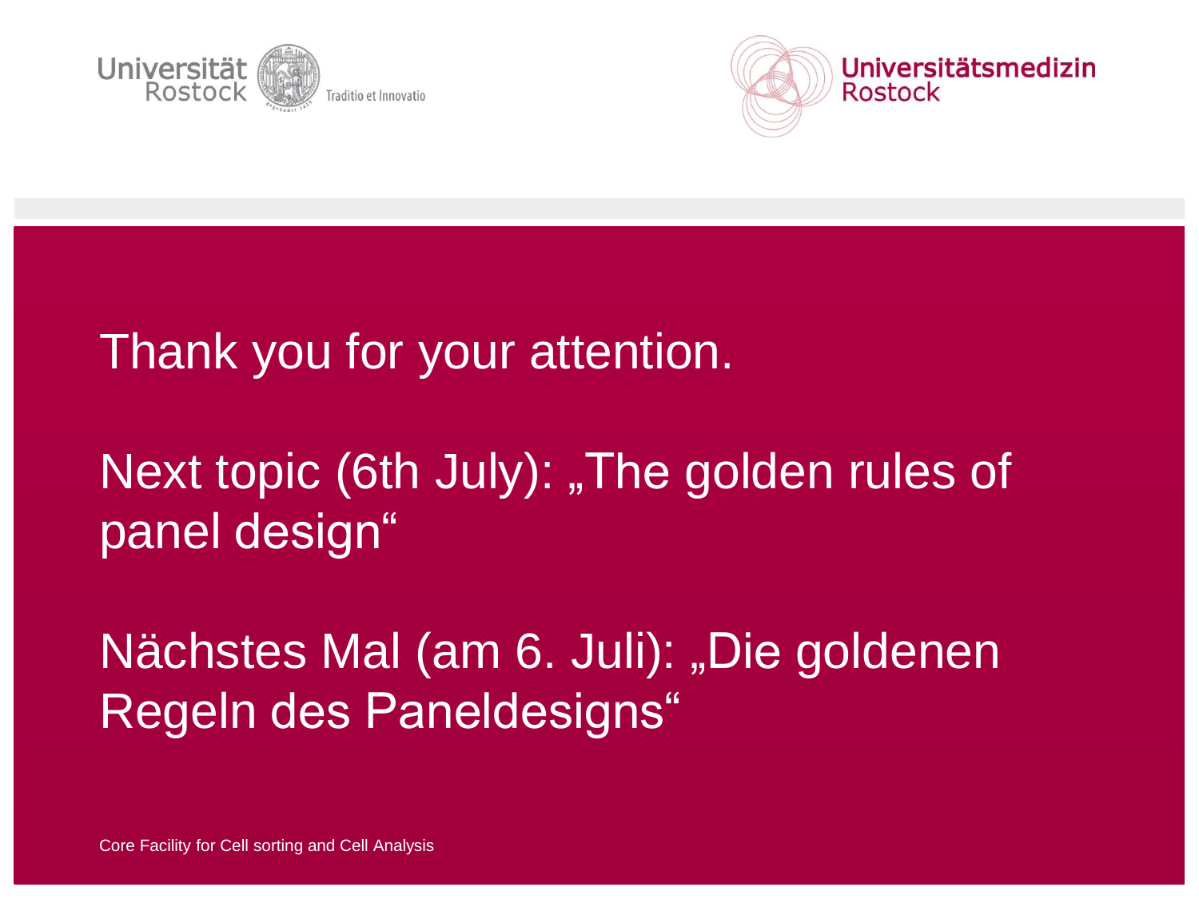Universität Rostock — Traditio et Innovatio

Universitätsmedizin Rostock

Thank you for your attention.

Next topic (6th July): „The golden rules of panel design"

Nächstes Mal (am 6. Juli): „Die goldenen Regeln des Paneldesigns"

Core Facility for Cell sorting and Cell Analysis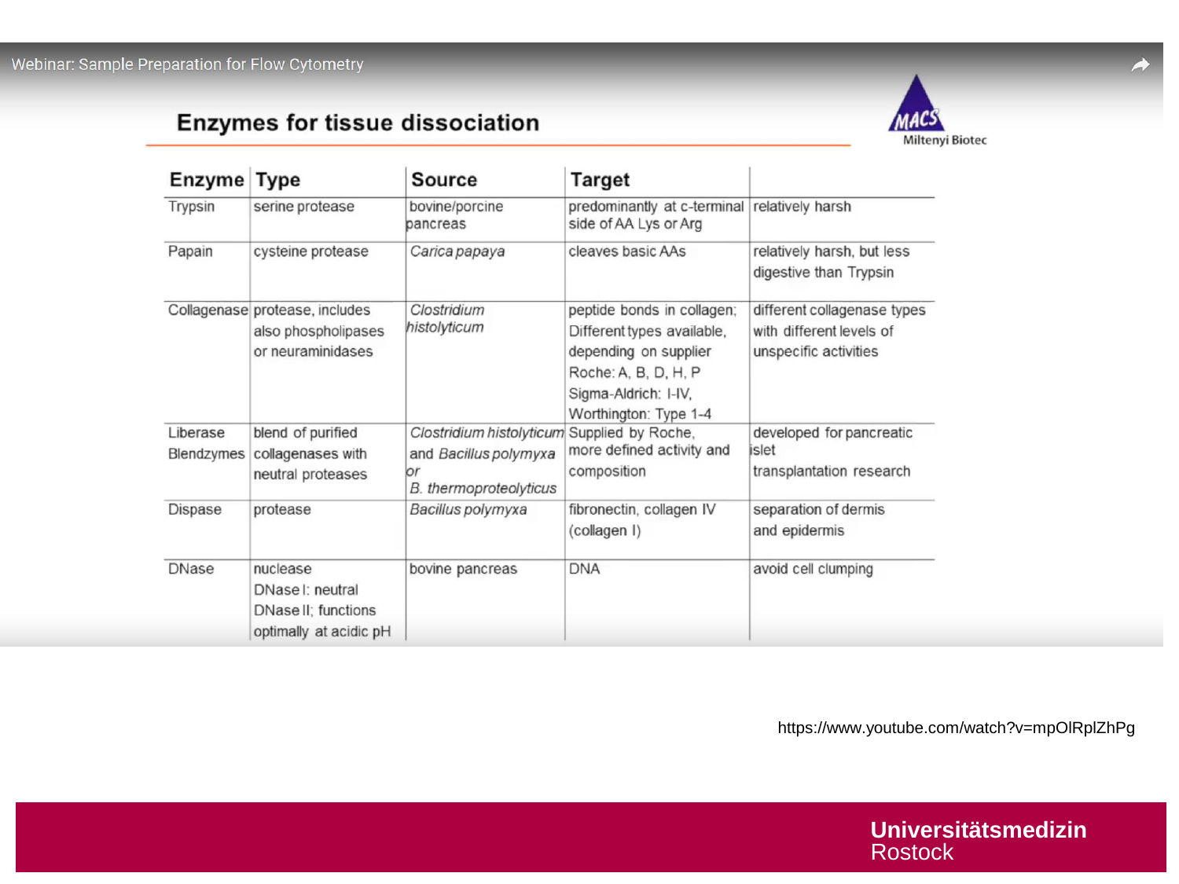Webinar: Sample Preparation for Flow Cytometry

## Enzymes for tissue dissociation

MACS Miltenyi Biotec

| Enzyme | Type | Source | Target | |
|---|---|---|---|---|
| Trypsin | serine protease | bovine/porcine pancreas | predominantly at c-terminal side of AA Lys or Arg | relatively harsh |
| Papain | cysteine protease | *Carica papaya* | cleaves basic AAs | relatively harsh, but less digestive than Trypsin |
| Collagenase | protease, includes also phospholipases or neuraminidases | *Clostridium histolyticum* | peptide bonds in collagen; Different types available, depending on supplier Roche: A, B, D, H, P Sigma-Aldrich: I-IV, Worthington: Type 1-4 | different collagenase types with different levels of unspecific activities |
| Liberase Blendzymes | blend of purified collagenases with neutral proteases | *Clostridium histolyticum* and *Bacillus polymyxa* or *B. thermoproteolyticus* | Supplied by Roche, more defined activity and composition | developed for pancreatic islet transplantation research |
| Dispase | protease | *Bacillus polymyxa* | fibronectin, collagen IV (collagen I) | separation of dermis and epidermis |
| DNase | nuclease DNase I: neutral DNase II; functions optimally at acidic pH | bovine pancreas | DNA | avoid cell clumping |

https://www.youtube.com/watch?v=mpOlRplZhPg

**Universitätsmedizin**
Rostock